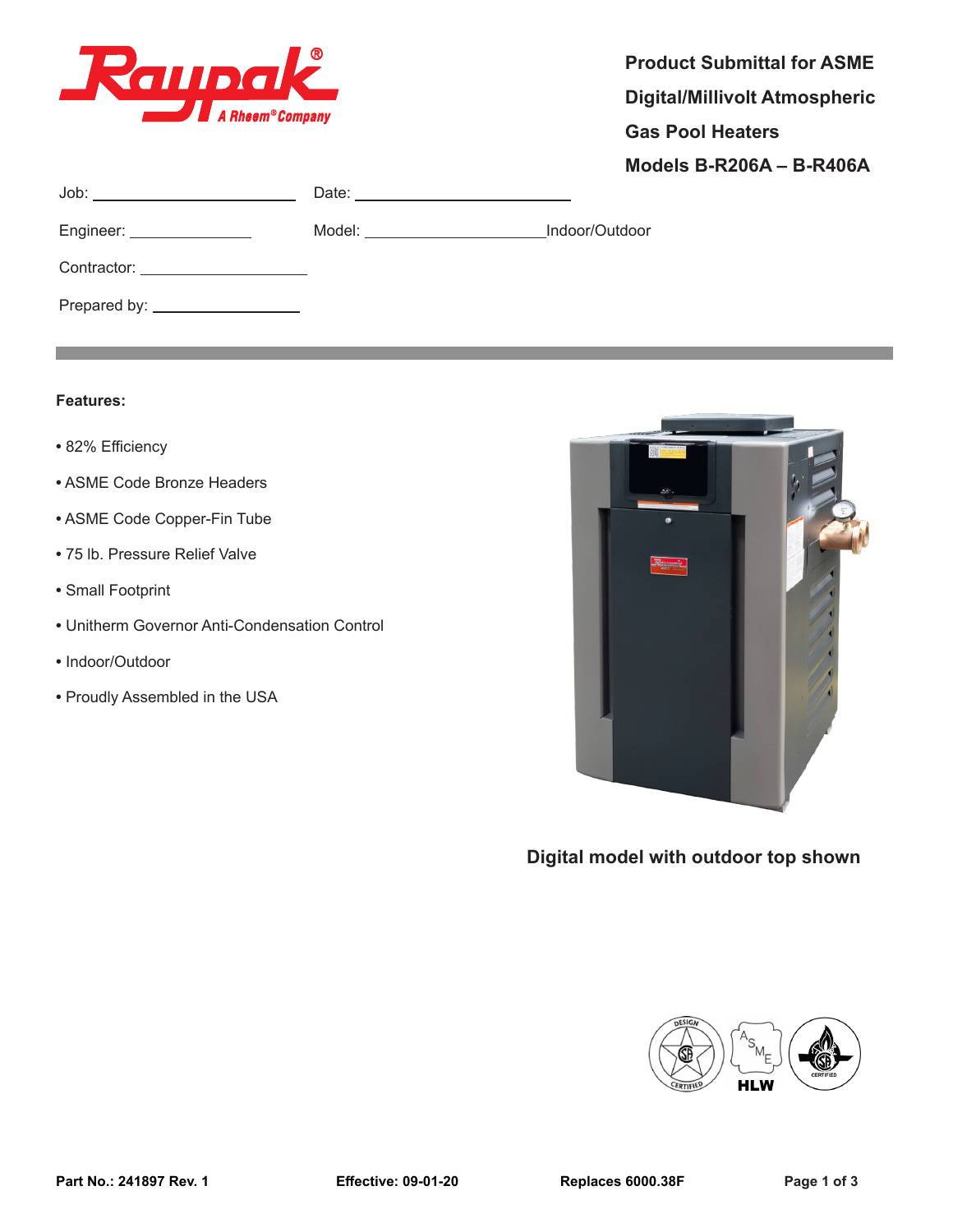# Product Submittal for ASME Digital/Millivolt Atmospheric Gas Pool Heaters

## Models B-R206A – B-R406A

Job: ____________________ Date: ____________________

Engineer: ______________ Model: ____________________ Indoor/Outdoor

Contractor: ____________________

Prepared by: ____________________

**Features:**

- 82% Efficiency
- ASME Code Bronze Headers
- ASME Code Copper-Fin Tube
- 75 lb. Pressure Relief Valve
- Small Footprint
- Unitherm Governor Anti-Condensation Control
- Indoor/Outdoor
- Proudly Assembled in the USA

**Digital model with outdoor top shown**

HLW

**Part No.: 241897 Rev. 1** **Effective: 09-01-20** **Replaces 6000.38F**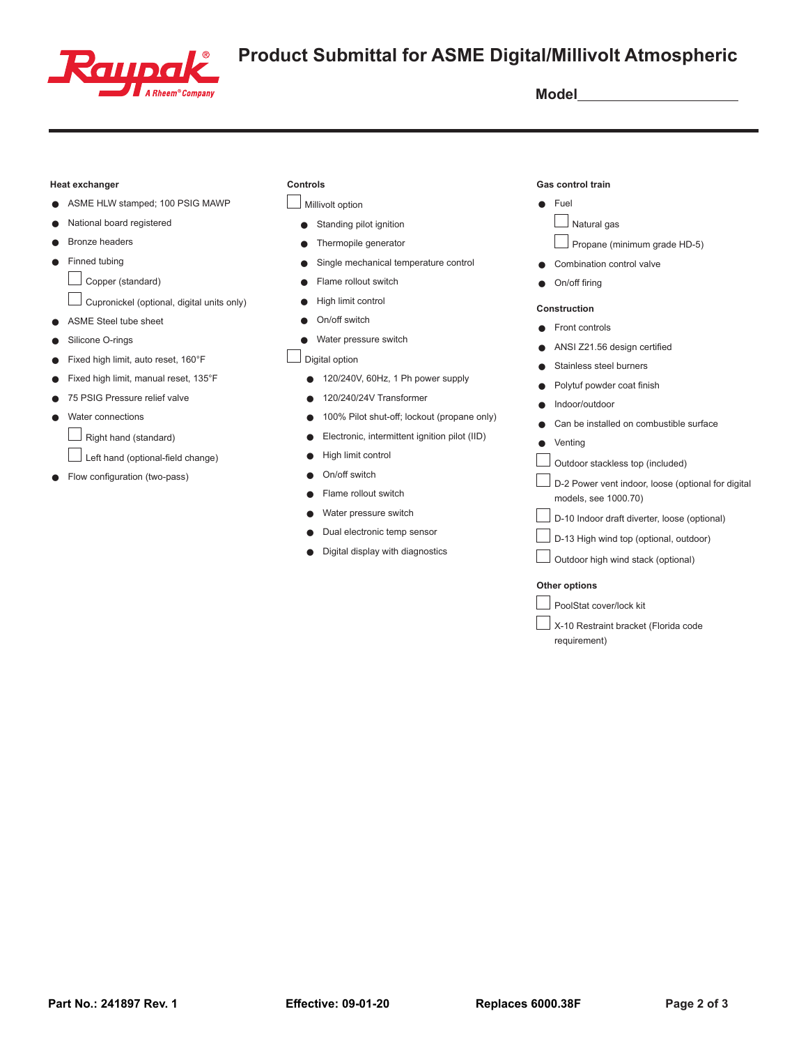# Product Submittal for ASME Digital/Millivolt Atmospheric

**Model**\_\_\_\_\_\_\_\_\_\_\_\_\_\_\_\_\_\_\_\_\_\_

### Heat exchanger

- ASME HLW stamped; 100 PSIG MAWP
- National board registered
- Bronze headers
- Finned tubing
  - ☐ Copper (standard)
  - ☐ Cupronickel (optional, digital units only)
- ASME Steel tube sheet
- Silicone O-rings
- Fixed high limit, auto reset, 160°F
- Fixed high limit, manual reset, 135°F
- 75 PSIG Pressure relief valve
- Water connections
  - ☐ Right hand (standard)
  - ☐ Left hand (optional-field change)
- Flow configuration (two-pass)

### Controls

☐ Millivolt option

- Standing pilot ignition
- Thermopile generator
- Single mechanical temperature control
- Flame rollout switch
- High limit control
- On/off switch
- Water pressure switch

☐ Digital option

- 120/240V, 60Hz, 1 Ph power supply
- 120/240/24V Transformer
- 100% Pilot shut-off; lockout (propane only)
- Electronic, intermittent ignition pilot (IID)
- High limit control
- On/off switch
- Flame rollout switch
- Water pressure switch
- Dual electronic temp sensor
- Digital display with diagnostics

### Gas control train

- Fuel
  - ☐ Natural gas
  - ☐ Propane (minimum grade HD-5)
- Combination control valve
- On/off firing

### Construction

- Front controls
- ANSI Z21.56 design certified
- Stainless steel burners
- Polytuf powder coat finish
- Indoor/outdoor
- Can be installed on combustible surface
- Venting

☐ Outdoor stackless top (included)

☐ D-2 Power vent indoor, loose (optional for digital models, see 1000.70)

☐ D-10 Indoor draft diverter, loose (optional)

☐ D-13 High wind top (optional, outdoor)

☐ Outdoor high wind stack (optional)

### Other options

☐ PoolStat cover/lock kit

☐ X-10 Restraint bracket (Florida code requirement)

**Part No.: 241897 Rev. 1** **Effective: 09-01-20** **Replaces 6000.38F**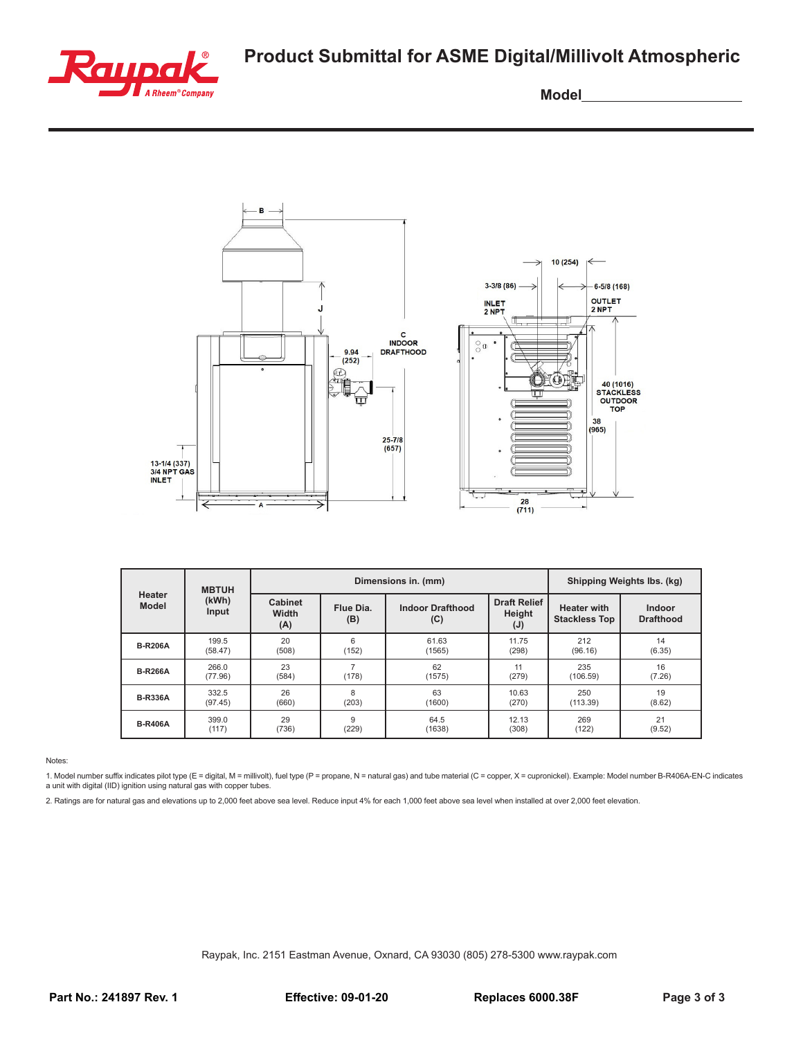# Product Submittal for ASME Digital/Millivolt Atmospheric

**Model**\_\_\_\_\_\_\_\_\_\_\_\_\_\_\_\_\_\_\_\_

B

J

C
INDOOR
DRAFTHOOD

9.94
(252)

25-7/8
(657)

13-1/4 (337)
3/4 NPT GAS
INLET

A

10 (254)

3-3/8 (86)

6-5/8 (168)

INLET
2 NPT

OUTLET
2 NPT

40 (1016)
STACKLESS
OUTDOOR
TOP

38
(965)

28
(711)

| Heater Model | MBTUH (kWh) Input | Dimensions in. (mm) | | | | Shipping Weights lbs. (kg) | |
|---|---|---|---|---|---|---|---|
| | | Cabinet Width (A) | Flue Dia. (B) | Indoor Drafthood (C) | Draft Relief Height (J) | Heater with Stackless Top | Indoor Drafthood |
| B-R206A | 199.5 (58.47) | 20 (508) | 6 (152) | 61.63 (1565) | 11.75 (298) | 212 (96.16) | 14 (6.35) |
| B-R266A | 266.0 (77.96) | 23 (584) | 7 (178) | 62 (1575) | 11 (279) | 235 (106.59) | 16 (7.26) |
| B-R336A | 332.5 (97.45) | 26 (660) | 8 (203) | 63 (1600) | 10.63 (270) | 250 (113.39) | 19 (8.62) |
| B-R406A | 399.0 (117) | 29 (736) | 9 (229) | 64.5 (1638) | 12.13 (308) | 269 (122) | 21 (9.52) |

Notes:

1. Model number suffix indicates pilot type (E = digital, M = millivolt), fuel type (P = propane, N = natural gas) and tube material (C = copper, X = cupronickel). Example: Model number B-R406A-EN-C indicates a unit with digital (IID) ignition using natural gas with copper tubes.

2. Ratings are for natural gas and elevations up to 2,000 feet above sea level. Reduce input 4% for each 1,000 feet above sea level when installed at over 2,000 feet elevation.

Raypak, Inc. 2151 Eastman Avenue, Oxnard, CA 93030 (805) 278-5300 www.raypak.com

**Part No.: 241897 Rev. 1** **Effective: 09-01-20** **Replaces 6000.38F**